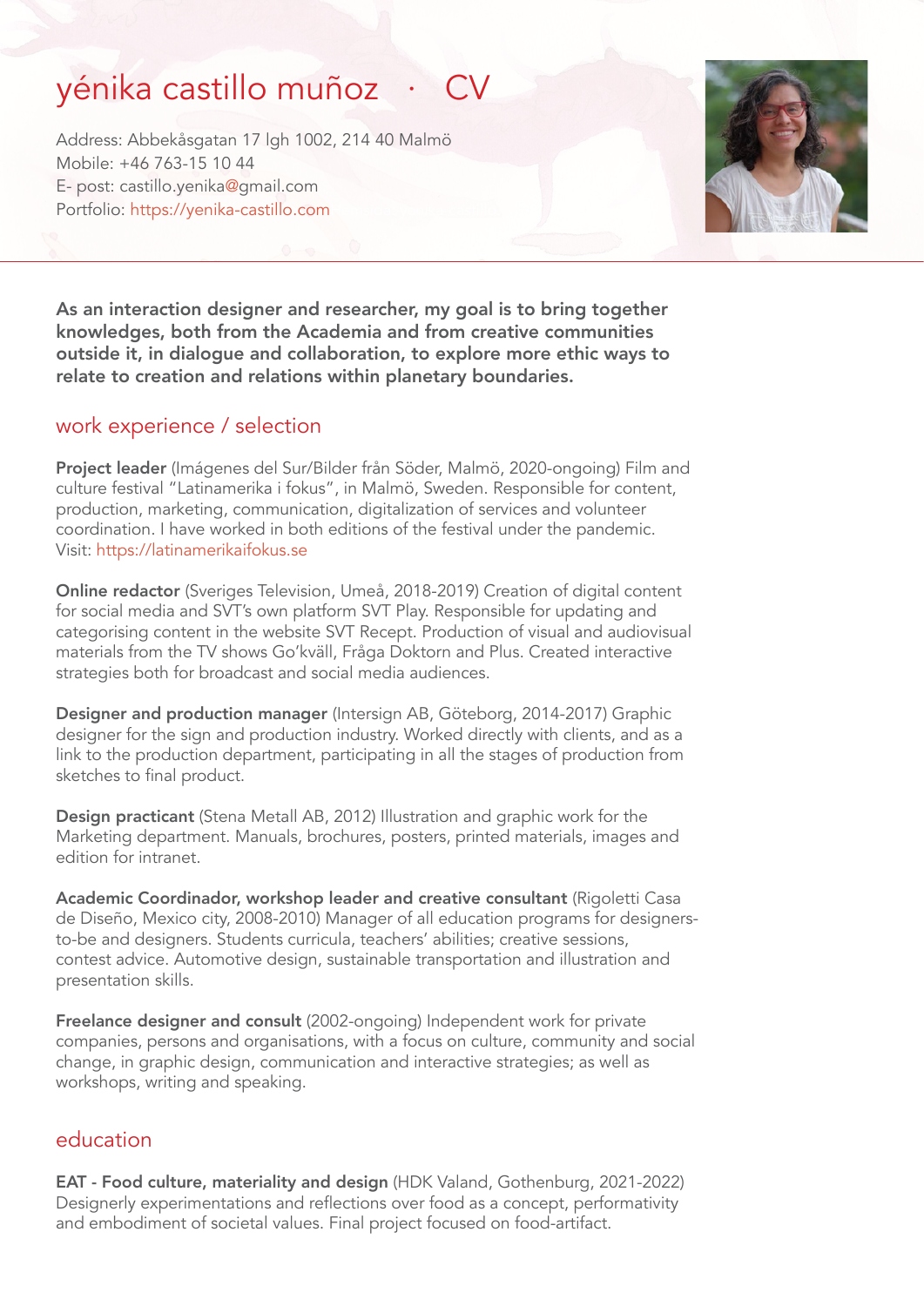# yénika castillo muñoz · CV

Address: Abbekåsgatan 17 lgh 1002, 214 40 Malmö
Mobile: +46 763-15 10 44
E- post: castillo.yenika@gmail.com
Portfolio: https://yenika-castillo.com

**As an interaction designer and researcher, my goal is to bring together knowledges, both from the Academia and from creative communities outside it, in dialogue and collaboration, to explore more ethic ways to relate to creation and relations within planetary boundaries.**

## work experience / selection

**Project leader** (Imágenes del Sur/Bilder från Söder, Malmö, 2020-ongoing) Film and culture festival "Latinamerika i fokus", in Malmö, Sweden. Responsible for content, production, marketing, communication, digitalization of services and volunteer coordination. I have worked in both editions of the festival under the pandemic. Visit: https://latinamerikaifokus.se

**Online redactor** (Sveriges Television, Umeå, 2018-2019) Creation of digital content for social media and SVT's own platform SVT Play. Responsible for updating and categorising content in the website SVT Recept. Production of visual and audiovisual materials from the TV shows Go'kväll, Fråga Doktorn and Plus. Created interactive strategies both for broadcast and social media audiences.

**Designer and production manager** (Intersign AB, Göteborg, 2014-2017) Graphic designer for the sign and production industry. Worked directly with clients, and as a link to the production department, participating in all the stages of production from sketches to final product.

**Design practicant** (Stena Metall AB, 2012) Illustration and graphic work for the Marketing department. Manuals, brochures, posters, printed materials, images and edition for intranet.

**Academic Coordinador, workshop leader and creative consultant** (Rigoletti Casa de Diseño, Mexico city, 2008-2010) Manager of all education programs for designers-to-be and designers. Students curricula, teachers' abilities; creative sessions, contest advice. Automotive design, sustainable transportation and illustration and presentation skills.

**Freelance designer and consult** (2002-ongoing) Independent work for private companies, persons and organisations, with a focus on culture, community and social change, in graphic design, communication and interactive strategies; as well as workshops, writing and speaking.

## education

**EAT - Food culture, materiality and design** (HDK Valand, Gothenburg, 2021-2022) Designerly experimentations and reflections over food as a concept, performativity and embodiment of societal values. Final project focused on food-artifact.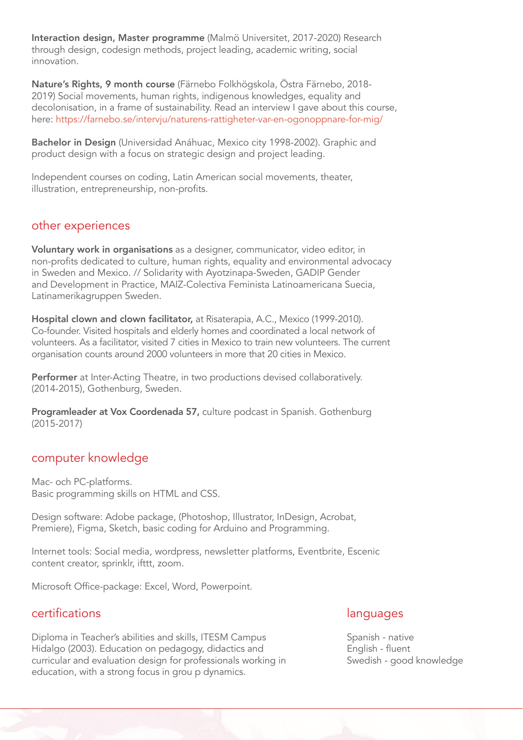**Interaction design, Master programme** (Malmö Universitet, 2017-2020) Research through design, codesign methods, project leading, academic writing, social innovation.

**Nature's Rights, 9 month course** (Färnebo Folkhögskola, Östra Färnebo, 2018-2019) Social movements, human rights, indigenous knowledges, equality and decolonisation, in a frame of sustainability. Read an interview I gave about this course, here: https://farnebo.se/intervju/naturens-rattigheter-var-en-ogonoppnare-for-mig/

**Bachelor in Design** (Universidad Anáhuac, Mexico city 1998-2002). Graphic and product design with a focus on strategic design and project leading.

Independent courses on coding, Latin American social movements, theater, illustration, entrepreneurship, non-profits.

## other experiences

**Voluntary work in organisations** as a designer, communicator, video editor, in non-profits dedicated to culture, human rights, equality and environmental advocacy in Sweden and Mexico. // Solidarity with Ayotzinapa-Sweden, GADIP Gender and Development in Practice, MAIZ-Colectiva Feminista Latinoamericana Suecia, Latinamerikagruppen Sweden.

**Hospital clown and clown facilitator,** at Risaterapia, A.C., Mexico (1999-2010). Co-founder. Visited hospitals and elderly homes and coordinated a local network of volunteers. As a facilitator, visited 7 cities in Mexico to train new volunteers. The current organisation counts around 2000 volunteers in more that 20 cities in Mexico.

**Performer** at Inter-Acting Theatre, in two productions devised collaboratively. (2014-2015), Gothenburg, Sweden.

**Programleader at Vox Coordenada 57,** culture podcast in Spanish. Gothenburg (2015-2017)

## computer knowledge

Mac- och PC-platforms.
Basic programming skills on HTML and CSS.

Design software: Adobe package, (Photoshop, Illustrator, InDesign, Acrobat, Premiere), Figma, Sketch, basic coding for Arduino and Programming.

Internet tools: Social media, wordpress, newsletter platforms, Eventbrite, Escenic content creator, sprinklr, ifttt, zoom.

Microsoft Office-package: Excel, Word, Powerpoint.

## certifications

Diploma in Teacher's abilities and skills, ITESM Campus Hidalgo (2003). Education on pedagogy, didactics and curricular and evaluation design for professionals working in education, with a strong focus in grou p dynamics.

## languages

Spanish - native
English - fluent
Swedish - good knowledge